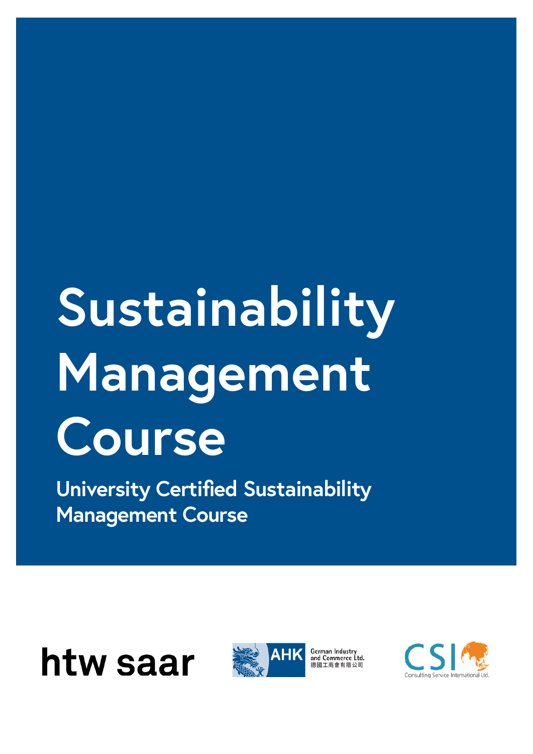# Sustainability Management Course

## University Certified Sustainability Management Course

htw saar

AHK German Industry and Commerce Ltd. 德國工商會有限公司

CSI Consulting Service International Ltd.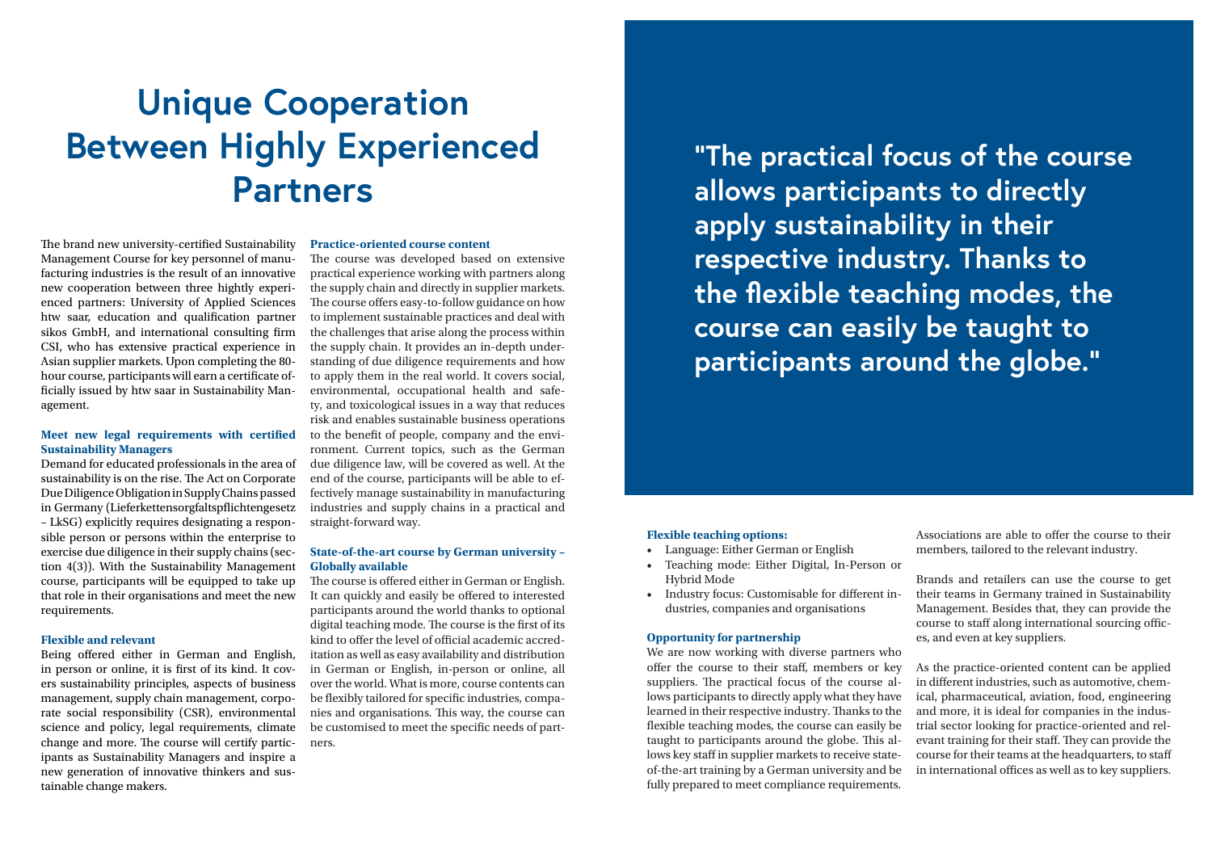# Unique Cooperation Between Highly Experienced Partners

The brand new university-certified Sustainability Management Course for key personnel of manufacturing industries is the result of an innovative new cooperation between three hightly experienced partners: University of Applied Sciences htw saar, education and qualification partner sikos GmbH, and international consulting firm CSI, who has extensive practical experience in Asian supplier markets. Upon completing the 80-hour course, participants will earn a certificate officially issued by htw saar in Sustainability Management.

### Meet new legal requirements with certified Sustainability Managers

Demand for educated professionals in the area of sustainability is on the rise. The Act on Corporate Due Diligence Obligation in Supply Chains passed in Germany (Lieferkettensorgfaltspflichtengesetz – LkSG) explicitly requires designating a responsible person or persons within the enterprise to exercise due diligence in their supply chains (section 4(3)). With the Sustainability Management course, participants will be equipped to take up that role in their organisations and meet the new requirements.

### Flexible and relevant

Being offered either in German and English, in person or online, it is first of its kind. It covers sustainability principles, aspects of business management, supply chain management, corporate social responsibility (CSR), environmental science and policy, legal requirements, climate change and more. The course will certify participants as Sustainability Managers and inspire a new generation of innovative thinkers and sustainable change makers.

### Practice-oriented course content

The course was developed based on extensive practical experience working with partners along the supply chain and directly in supplier markets. The course offers easy-to-follow guidance on how to implement sustainable practices and deal with the challenges that arise along the process within the supply chain. It provides an in-depth understanding of due diligence requirements and how to apply them in the real world. It covers social, environmental, occupational health and safety, and toxicological issues in a way that reduces risk and enables sustainable business operations to the benefit of people, company and the environment. Current topics, such as the German due diligence law, will be covered as well. At the end of the course, participants will be able to effectively manage sustainability in manufacturing industries and supply chains in a practical and straight-forward way.

### State-of-the-art course by German university – Globally available

The course is offered either in German or English. It can quickly and easily be offered to interested participants around the world thanks to optional digital teaching mode. The course is the first of its kind to offer the level of official academic accreditation as well as easy availability and distribution in German or English, in-person or online, all over the world. What is more, course contents can be flexibly tailored for specific industries, companies and organisations. This way, the course can be customised to meet the specific needs of partners.

> "The practical focus of the course allows participants to directly apply sustainability in their respective industry. Thanks to the flexible teaching modes, the course can easily be taught to participants around the globe."

### Flexible teaching options:

- Language: Either German or English
- Teaching mode: Either Digital, In-Person or Hybrid Mode
- Industry focus: Customisable for different industries, companies and organisations

### Opportunity for partnership

We are now working with diverse partners who offer the course to their staff, members or key suppliers. The practical focus of the course allows participants to directly apply what they have learned in their respective industry. Thanks to the flexible teaching modes, the course can easily be taught to participants around the globe. This allows key staff in supplier markets to receive state-of-the-art training by a German university and be fully prepared to meet compliance requirements.

Associations are able to offer the course to their members, tailored to the relevant industry.

Brands and retailers can use the course to get their teams in Germany trained in Sustainability Management. Besides that, they can provide the course to staff along international sourcing offices, and even at key suppliers.

As the practice-oriented content can be applied in different industries, such as automotive, chemical, pharmaceutical, aviation, food, engineering and more, it is ideal for companies in the industrial sector looking for practice-oriented and relevant training for their staff. They can provide the course for their teams at the headquarters, to staff in international offices as well as to key suppliers.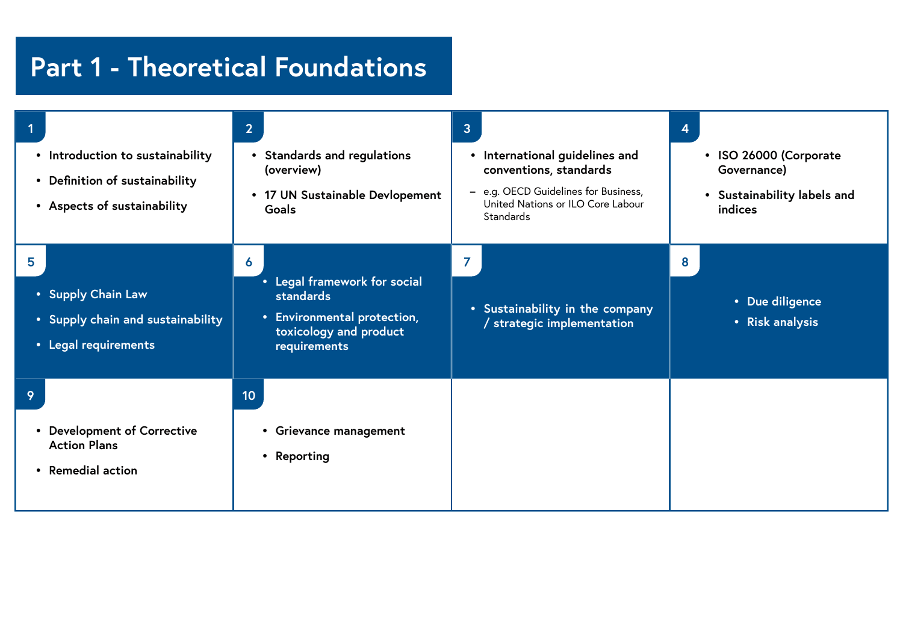# Part 1 - Theoretical Foundations

**1**

- Introduction to sustainability
- Definition of sustainability
- Aspects of sustainability

**2**

- Standards and regulations (overview)
- 17 UN Sustainable Devlopement Goals

**3**

- International guidelines and conventions, standards
  - e.g. OECD Guidelines for Business, United Nations or ILO Core Labour Standards

**4**

- ISO 26000 (Corporate Governance)
- Sustainability labels and indices

**5**

- Supply Chain Law
- Supply chain and sustainability
- Legal requirements

**6**

- Legal framework for social standards
- Environmental protection, toxicology and product requirements

**7**

- Sustainability in the company / strategic implementation

**8**

- Due diligence
- Risk analysis

**9**

- Development of Corrective Action Plans
- Remedial action

**10**

- Grievance management
- Reporting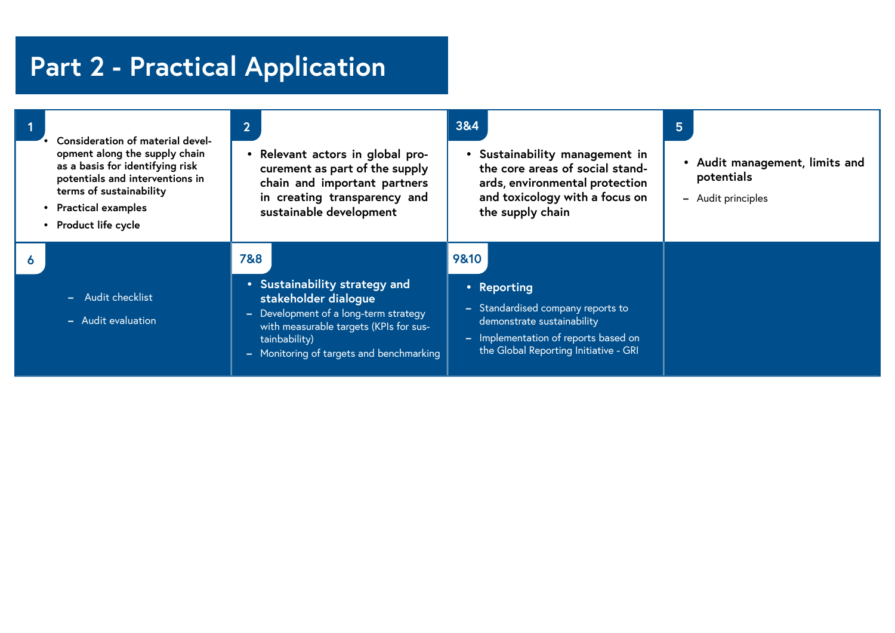# Part 2 - Practical Application

## 1

- **Consideration of material development along the supply chain as a basis for identifying risk potentials and interventions in terms of sustainability**
- **Practical examples**
- **Product life cycle**

## 2

- **Relevant actors in global procurement as part of the supply chain and important partners in creating transparency and sustainable development**

## 3&4

- **Sustainability management in the core areas of social standards, environmental protection and toxicology with a focus on the supply chain**

## 5

- **Audit management, limits and potentials**
  - Audit principles

## 6

- Audit checklist
- Audit evaluation

## 7&8

- **Sustainability strategy and stakeholder dialogue**
  - Development of a long-term strategy with measurable targets (KPIs for sustainbability)
  - Monitoring of targets and benchmarking

## 9&10

- **Reporting**
  - Standardised company reports to demonstrate sustainability
  - Implementation of reports based on the Global Reporting Initiative - GRI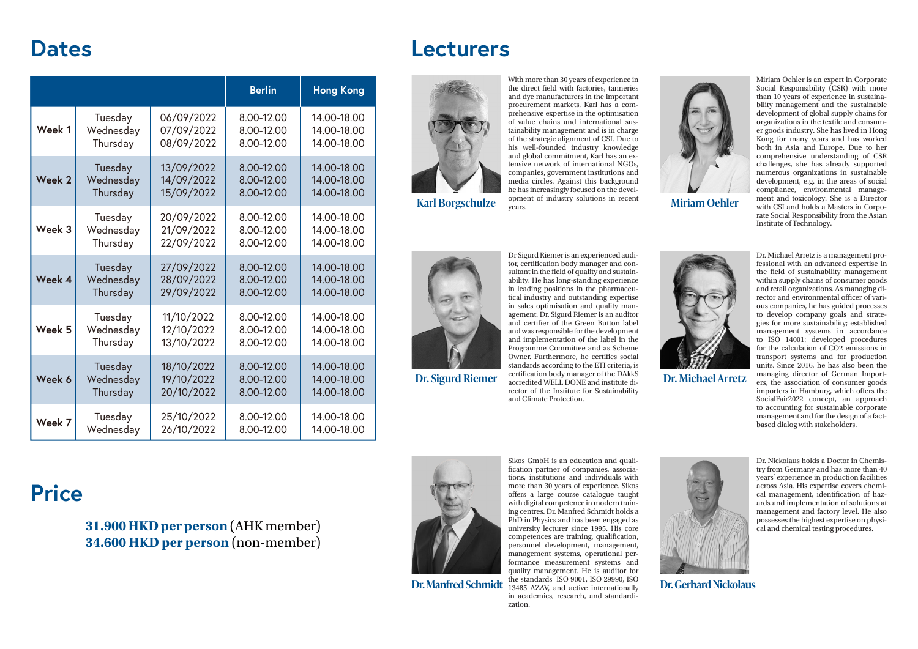# Dates

| | | | Berlin | Hong Kong |
|---|---|---|---|---|
| Week 1 | Tuesday<br>Wednesday<br>Thursday | 06/09/2022<br>07/09/2022<br>08/09/2022 | 8.00-12.00<br>8.00-12.00<br>8.00-12.00 | 14.00-18.00<br>14.00-18.00<br>14.00-18.00 |
| Week 2 | Tuesday<br>Wednesday<br>Thursday | 13/09/2022<br>14/09/2022<br>15/09/2022 | 8.00-12.00<br>8.00-12.00<br>8.00-12.00 | 14.00-18.00<br>14.00-18.00<br>14.00-18.00 |
| Week 3 | Tuesday<br>Wednesday<br>Thursday | 20/09/2022<br>21/09/2022<br>22/09/2022 | 8.00-12.00<br>8.00-12.00<br>8.00-12.00 | 14.00-18.00<br>14.00-18.00<br>14.00-18.00 |
| Week 4 | Tuesday<br>Wednesday<br>Thursday | 27/09/2022<br>28/09/2022<br>29/09/2022 | 8.00-12.00<br>8.00-12.00<br>8.00-12.00 | 14.00-18.00<br>14.00-18.00<br>14.00-18.00 |
| Week 5 | Tuesday<br>Wednesday<br>Thursday | 11/10/2022<br>12/10/2022<br>13/10/2022 | 8.00-12.00<br>8.00-12.00<br>8.00-12.00 | 14.00-18.00<br>14.00-18.00<br>14.00-18.00 |
| Week 6 | Tuesday<br>Wednesday<br>Thursday | 18/10/2022<br>19/10/2022<br>20/10/2022 | 8.00-12.00<br>8.00-12.00<br>8.00-12.00 | 14.00-18.00<br>14.00-18.00<br>14.00-18.00 |
| Week 7 | Tuesday<br>Wednesday | 25/10/2022<br>26/10/2022 | 8.00-12.00<br>8.00-12.00 | 14.00-18.00<br>14.00-18.00 |

# Price

**31.900 HKD per person** (AHK member)
**34.600 HKD per person** (non-member)

# Lecturers

## Karl Borgschulze

With more than 30 years of experience in the direct field with factories, tanneries and dye manufacturers in the important procurement markets, Karl has a comprehensive expertise in the optimisation of value chains and international sustainability management and is in charge of the strategic alignment of CSI. Due to his well-founded industry knowledge and global commitment, Karl has an extensive network of international NGOs, companies, government institutions and media circles. Against this background he has increasingly focused on the development of industry solutions in recent years.

## Miriam Oehler

Miriam Oehler is an expert in Corporate Social Responsibility (CSR) with more than 10 years of experience in sustainability management and the sustainable development of global supply chains for organizations in the textile and consumer goods industry. She has lived in Hong Kong for many years and has worked both in Asia and Europe. Due to her comprehensive understanding of CSR challenges, she has already supported numerous organizations in sustainable development, e.g. in the areas of social compliance, environmental management and toxicology. She is a Director with CSI and holds a Masters in Corporate Social Responsibility from the Asian Institute of Technology.

## Dr. Sigurd Riemer

Dr Sigurd Riemer is an experienced auditor, certification body manager and consultant in the field of quality and sustainability. He has long-standing experience in leading positions in the pharmaceutical industry and outstanding expertise in sales optimisation and quality management. Dr. Sigurd Riemer is an auditor and certifier of the Green Button label and was responsible for the development and implementation of the label in the Programme Committee and as Scheme Owner. Furthermore, he certifies social standards according to the ETI criteria, is certification body manager of the DAkkS accredited WELL DONE and institute director of the Institute for Sustainability and Climate Protection.

## Dr. Michael Arretz

Dr. Michael Arretz is a management professional with an advanced expertise in the field of sustainability management within supply chains of consumer goods and retail organizations. As managing director and environmental officer of various companies, he has guided processes to develop company goals and strategies for more sustainability; established management systems in accordance to ISO 14001; developed procedures for the calculation of CO2 emissions in transport systems and for production units. Since 2016, he has also been the managing director of German Importers, the association of consumer goods importers in Hamburg, which offers the SocialFair2022 concept, an approach to accounting for sustainable corporate management and for the design of a fact-based dialog with stakeholders.

## Dr. Manfred Schmidt

Sikos GmbH is an education and qualification partner of companies, associations, institutions and individuals with more than 30 years of experience. Sikos offers a large course catalogue taught with digital competence in modern training centres. Dr. Manfred Schmidt holds a PhD in Physics and has been engaged as university lecturer since 1995. His core competences are training, qualification, personnel development, management, management systems, operational performance measurement systems and quality management. He is auditor for the standards ISO 9001, ISO 29990, ISO 13485 AZAV, and active internationally in academics, research, and standardization.

## Dr. Gerhard Nickolaus

Dr. Nickolaus holds a Doctor in Chemistry from Germany and has more than 40 years' experience in production facilities across Asia. His expertise covers chemical management, identification of hazards and implementation of solutions at management and factory level. He also possesses the highest expertise on physical and chemical testing procedures.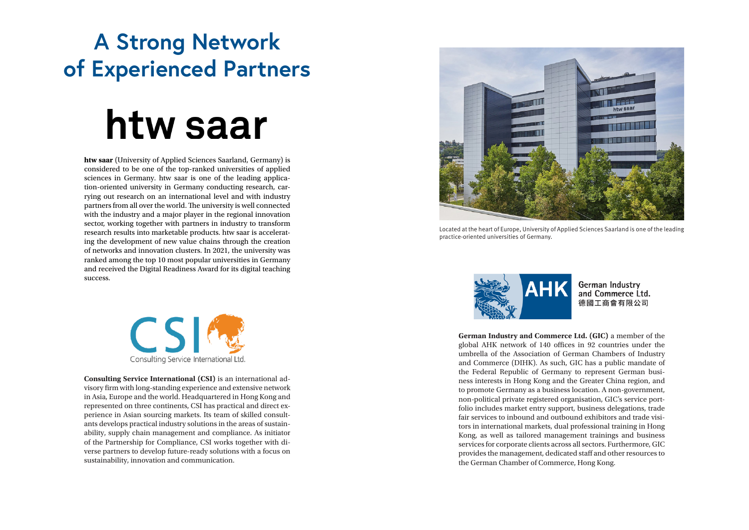# A Strong Network of Experienced Partners

## htw saar

**htw saar** (University of Applied Sciences Saarland, Germany) is considered to be one of the top-ranked universities of applied sciences in Germany. htw saar is one of the leading application-oriented university in Germany conducting research, carrying out research on an international level and with industry partners from all over the world. The university is well connected with the industry and a major player in the regional innovation sector, working together with partners in industry to transform research results into marketable products. htw saar is accelerating the development of new value chains through the creation of networks and innovation clusters. In 2021, the university was ranked among the top 10 most popular universities in Germany and received the Digital Readiness Award for its digital teaching success.

Located at the heart of Europe, University of Applied Sciences Saarland is one of the leading practice-oriented universities of Germany.

CSI Consulting Service International Ltd.

**Consulting Service International (CSI)** is an international advisory firm with long-standing experience and extensive network in Asia, Europe and the world. Headquartered in Hong Kong and represented on three continents, CSI has practical and direct experience in Asian sourcing markets. Its team of skilled consultants develops practical industry solutions in the areas of sustainability, supply chain management and compliance. As initiator of the Partnership for Compliance, CSI works together with diverse partners to develop future-ready solutions with a focus on sustainability, innovation and communication.

AHK German Industry and Commerce Ltd. 德國工商會有限公司

**German Industry and Commerce Ltd. (GIC)** a member of the global AHK network of 140 offices in 92 countries under the umbrella of the Association of German Chambers of Industry and Commerce (DIHK). As such, GIC has a public mandate of the Federal Republic of Germany to represent German business interests in Hong Kong and the Greater China region, and to promote Germany as a business location. A non-government, non-political private registered organisation, GIC's service portfolio includes market entry support, business delegations, trade fair services to inbound and outbound exhibitors and trade visitors in international markets, dual professional training in Hong Kong, as well as tailored management trainings and business services for corporate clients across all sectors. Furthermore, GIC provides the management, dedicated staff and other resources to the German Chamber of Commerce, Hong Kong.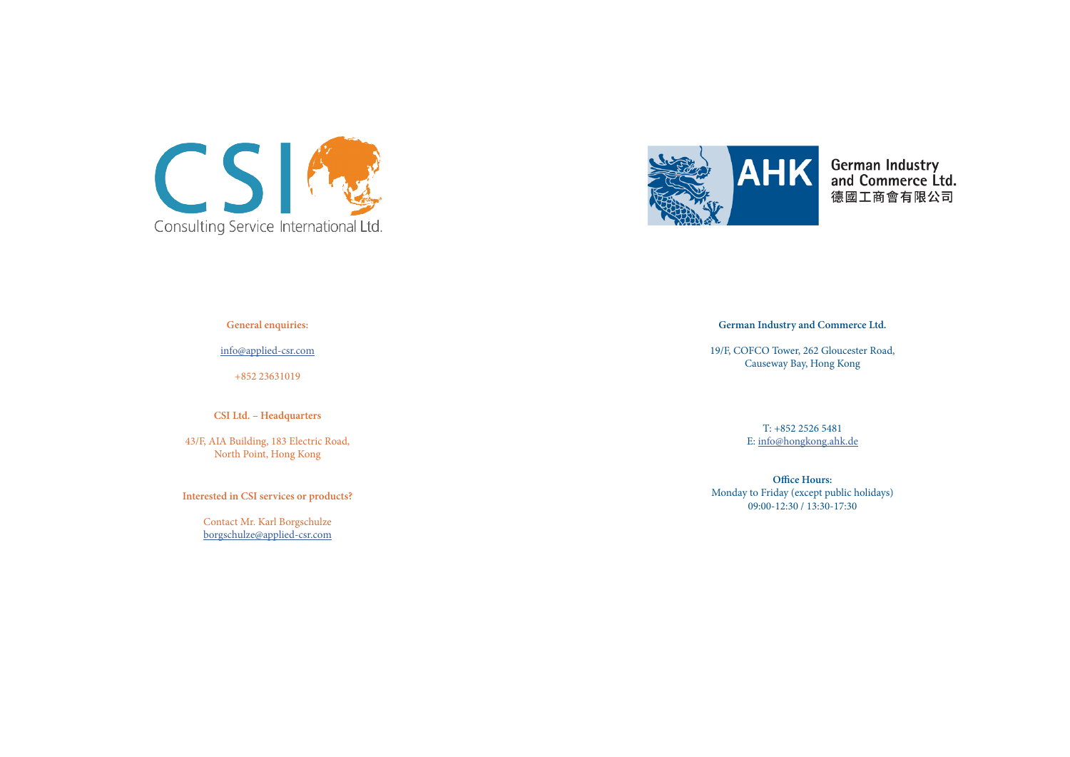CSI

Consulting Service International Ltd.

AHK

German Industry and Commerce Ltd.
德國工商會有限公司

**General enquiries:**

info@applied-csr.com

+852 23631019

**CSI Ltd.** – **Headquarters**

43/F, AIA Building, 183 Electric Road,
North Point, Hong Kong

**Interested in CSI services or products?**

Contact Mr. Karl Borgschulze
borgschulze@applied-csr.com

**German Industry and Commerce Ltd.**

19/F, COFCO Tower, 262 Gloucester Road,
Causeway Bay, Hong Kong

T: +852 2526 5481
E: info@hongkong.ahk.de

**Office Hours:**
Monday to Friday (except public holidays)
09:00-12:30 / 13:30-17:30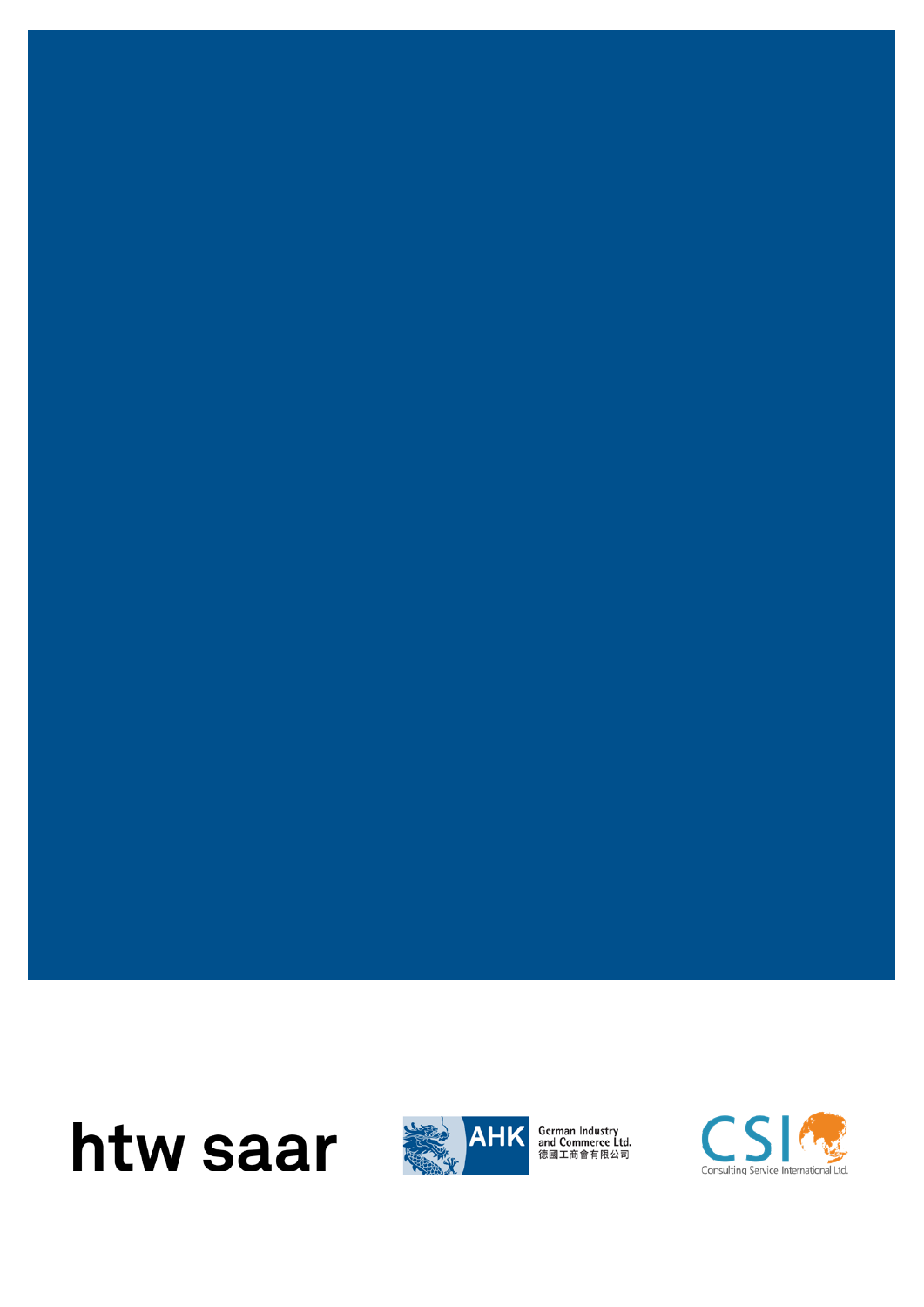htw saar

AHK German Industry and Commerce Ltd. 德國工商會有限公司

CSI Consulting Service International Ltd.